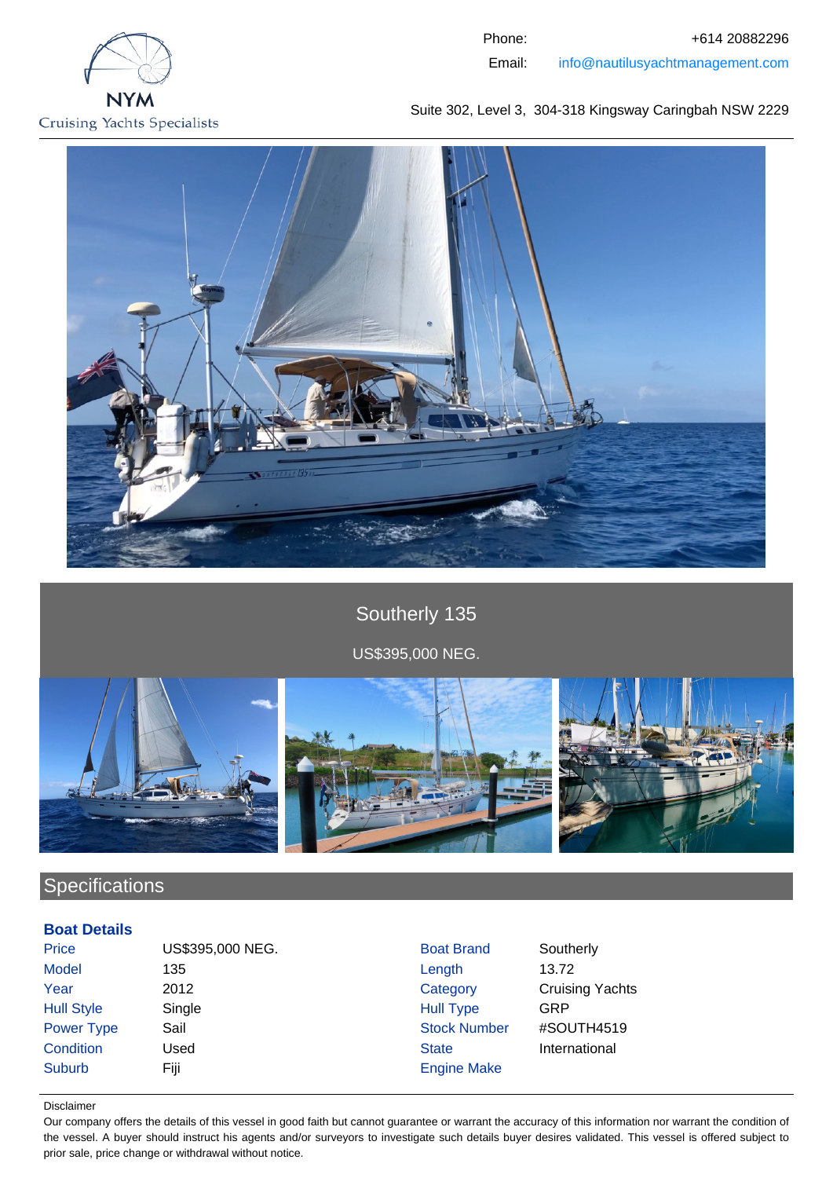NYM
Cruising Yachts Specialists

Phone: +614 20882296
Email: info@nautilusyachtmanagement.com

Suite 302, Level 3, 304-318 Kingsway Caringbah NSW 2229

# Southerly 135

US$395,000 NEG.

## Specifications

### Boat Details

| | | | |
|---|---|---|---|
| Price | US$395,000 NEG. | Boat Brand | Southerly |
| Model | 135 | Length | 13.72 |
| Year | 2012 | Category | Cruising Yachts |
| Hull Style | Single | Hull Type | GRP |
| Power Type | Sail | Stock Number | #SOUTH4519 |
| Condition | Used | State | International |
| Suburb | Fiji | Engine Make | |

Disclaimer

Our company offers the details of this vessel in good faith but cannot guarantee or warrant the accuracy of this information nor warrant the condition of the vessel. A buyer should instruct his agents and/or surveyors to investigate such details buyer desires validated. This vessel is offered subject to prior sale, price change or withdrawal without notice.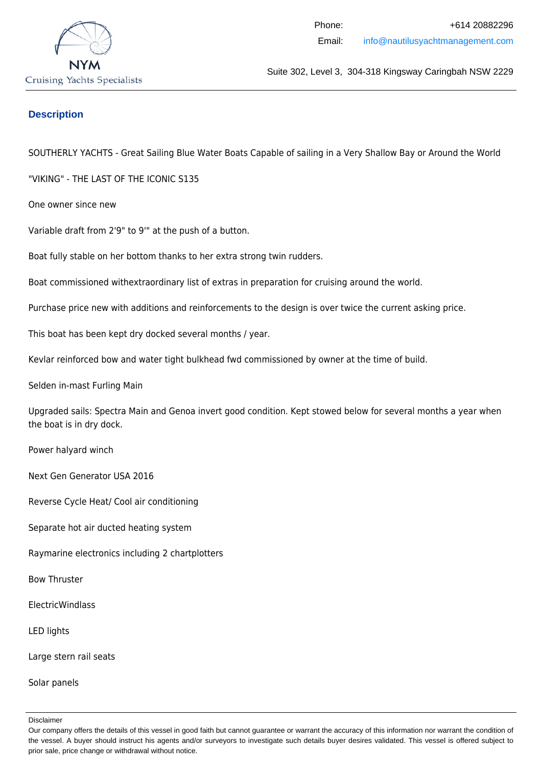## Description

SOUTHERLY YACHTS - Great Sailing Blue Water Boats Capable of sailing in a Very Shallow Bay or Around the World

"VIKING" - THE LAST OF THE ICONIC S135

One owner since new

Variable draft from 2'9" to 9'" at the push of a button.

Boat fully stable on her bottom thanks to her extra strong twin rudders.

Boat commissioned withextraordinary list of extras in preparation for cruising around the world.

Purchase price new with additions and reinforcements to the design is over twice the current asking price.

This boat has been kept dry docked several months / year.

Kevlar reinforced bow and water tight bulkhead fwd commissioned by owner at the time of build.

Selden in-mast Furling Main

Upgraded sails: Spectra Main and Genoa invert good condition. Kept stowed below for several months a year when the boat is in dry dock.

Power halyard winch

Next Gen Generator USA 2016

Reverse Cycle Heat/ Cool air conditioning

Separate hot air ducted heating system

Raymarine electronics including 2 chartplotters

Bow Thruster

ElectricWindlass

LED lights

Large stern rail seats

Solar panels

Disclaimer

Our company offers the details of this vessel in good faith but cannot guarantee or warrant the accuracy of this information nor warrant the condition of the vessel. A buyer should instruct his agents and/or surveyors to investigate such details buyer desires validated. This vessel is offered subject to prior sale, price change or withdrawal without notice.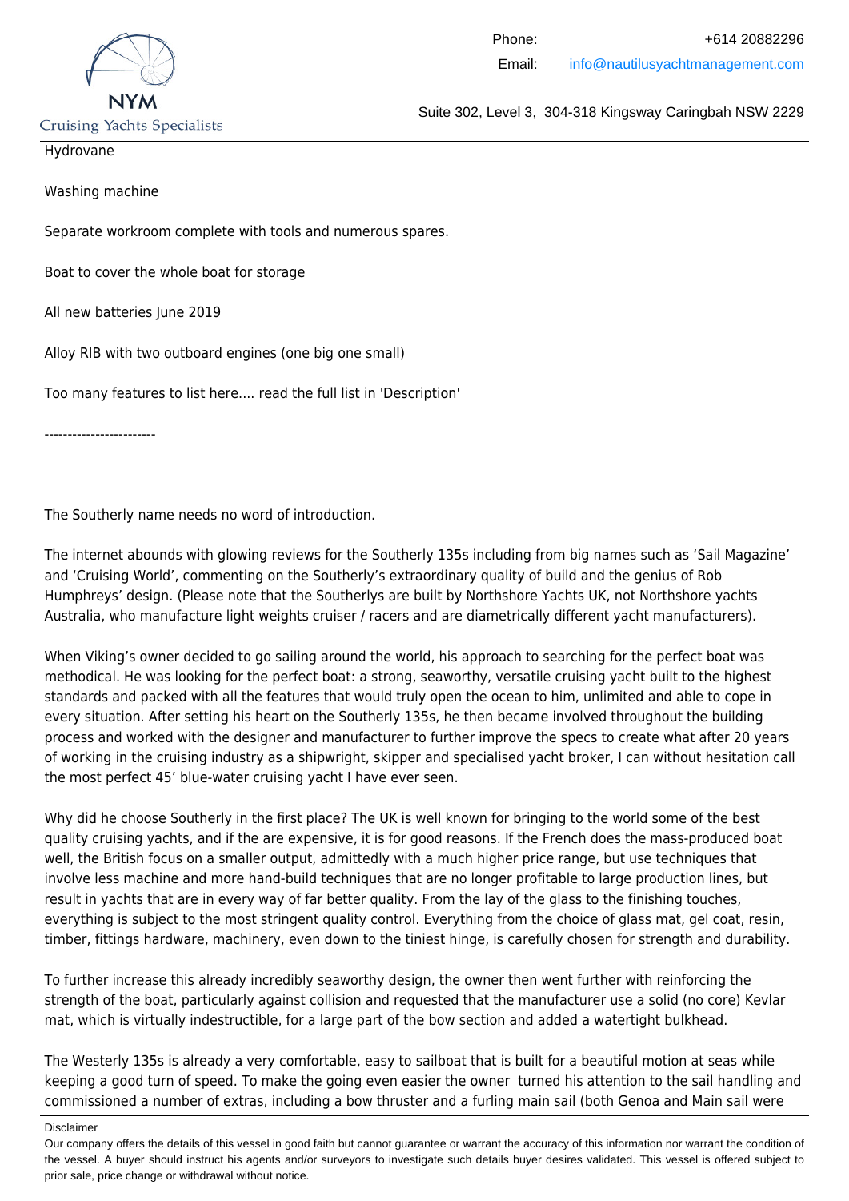Hydrovane

Washing machine

Separate workroom complete with tools and numerous spares.

Boat to cover the whole boat for storage

All new batteries June 2019

Alloy RIB with two outboard engines (one big one small)

Too many features to list here.... read the full list in 'Description'

------------------------

The Southerly name needs no word of introduction.

The internet abounds with glowing reviews for the Southerly 135s including from big names such as 'Sail Magazine' and 'Cruising World', commenting on the Southerly's extraordinary quality of build and the genius of Rob Humphreys' design. (Please note that the Southerlys are built by Northshore Yachts UK, not Northshore yachts Australia, who manufacture light weights cruiser / racers and are diametrically different yacht manufacturers).

When Viking's owner decided to go sailing around the world, his approach to searching for the perfect boat was methodical. He was looking for the perfect boat: a strong, seaworthy, versatile cruising yacht built to the highest standards and packed with all the features that would truly open the ocean to him, unlimited and able to cope in every situation. After setting his heart on the Southerly 135s, he then became involved throughout the building process and worked with the designer and manufacturer to further improve the specs to create what after 20 years of working in the cruising industry as a shipwright, skipper and specialised yacht broker, I can without hesitation call the most perfect 45' blue-water cruising yacht I have ever seen.

Why did he choose Southerly in the first place? The UK is well known for bringing to the world some of the best quality cruising yachts, and if the are expensive, it is for good reasons. If the French does the mass-produced boat well, the British focus on a smaller output, admittedly with a much higher price range, but use techniques that involve less machine and more hand-build techniques that are no longer profitable to large production lines, but result in yachts that are in every way of far better quality. From the lay of the glass to the finishing touches, everything is subject to the most stringent quality control. Everything from the choice of glass mat, gel coat, resin, timber, fittings hardware, machinery, even down to the tiniest hinge, is carefully chosen for strength and durability.

To further increase this already incredibly seaworthy design, the owner then went further with reinforcing the strength of the boat, particularly against collision and requested that the manufacturer use a solid (no core) Kevlar mat, which is virtually indestructible, for a large part of the bow section and added a watertight bulkhead.

The Westerly 135s is already a very comfortable, easy to sailboat that is built for a beautiful motion at seas while keeping a good turn of speed. To make the going even easier the owner turned his attention to the sail handling and commissioned a number of extras, including a bow thruster and a furling main sail (both Genoa and Main sail were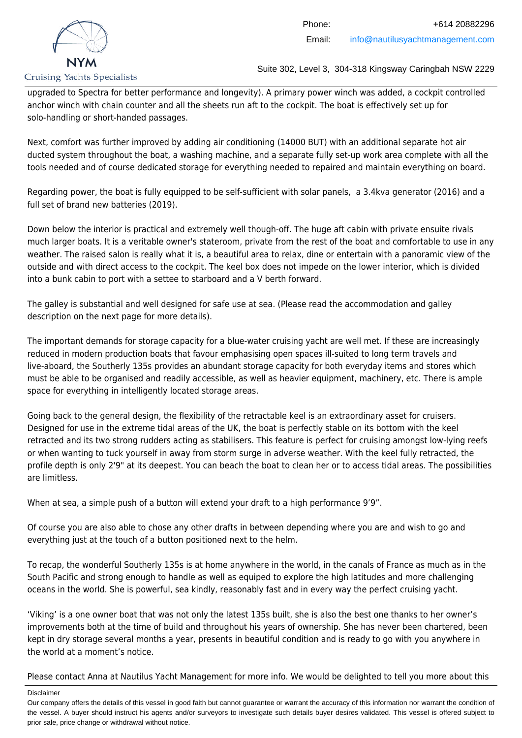upgraded to Spectra for better performance and longevity). A primary power winch was added, a cockpit controlled anchor winch with chain counter and all the sheets run aft to the cockpit. The boat is effectively set up for solo-handling or short-handed passages.

Next, comfort was further improved by adding air conditioning (14000 BUT) with an additional separate hot air ducted system throughout the boat, a washing machine, and a separate fully set-up work area complete with all the tools needed and of course dedicated storage for everything needed to repaired and maintain everything on board.

Regarding power, the boat is fully equipped to be self-sufficient with solar panels,  a 3.4kva generator (2016) and a full set of brand new batteries (2019).

Down below the interior is practical and extremely well though-off. The huge aft cabin with private ensuite rivals much larger boats. It is a veritable owner's stateroom, private from the rest of the boat and comfortable to use in any weather. The raised salon is really what it is, a beautiful area to relax, dine or entertain with a panoramic view of the outside and with direct access to the cockpit. The keel box does not impede on the lower interior, which is divided into a bunk cabin to port with a settee to starboard and a V berth forward.

The galley is substantial and well designed for safe use at sea. (Please read the accommodation and galley description on the next page for more details).

The important demands for storage capacity for a blue-water cruising yacht are well met. If these are increasingly reduced in modern production boats that favour emphasising open spaces ill-suited to long term travels and live-aboard, the Southerly 135s provides an abundant storage capacity for both everyday items and stores which must be able to be organised and readily accessible, as well as heavier equipment, machinery, etc. There is ample space for everything in intelligently located storage areas.

Going back to the general design, the flexibility of the retractable keel is an extraordinary asset for cruisers. Designed for use in the extreme tidal areas of the UK, the boat is perfectly stable on its bottom with the keel retracted and its two strong rudders acting as stabilisers. This feature is perfect for cruising amongst low-lying reefs or when wanting to tuck yourself in away from storm surge in adverse weather. With the keel fully retracted, the profile depth is only 2'9" at its deepest. You can beach the boat to clean her or to access tidal areas. The possibilities are limitless.

When at sea, a simple push of a button will extend your draft to a high performance 9’9”.

Of course you are also able to chose any other drafts in between depending where you are and wish to go and everything just at the touch of a button positioned next to the helm.

To recap, the wonderful Southerly 135s is at home anywhere in the world, in the canals of France as much as in the South Pacific and strong enough to handle as well as equiped to explore the high latitudes and more challenging oceans in the world. She is powerful, sea kindly, reasonably fast and in every way the perfect cruising yacht.

‘Viking’ is a one owner boat that was not only the latest 135s built, she is also the best one thanks to her owner’s improvements both at the time of build and throughout his years of ownership. She has never been chartered, been kept in dry storage several months a year, presents in beautiful condition and is ready to go with you anywhere in the world at a moment’s notice.

Please contact Anna at Nautilus Yacht Management for more info. We would be delighted to tell you more about this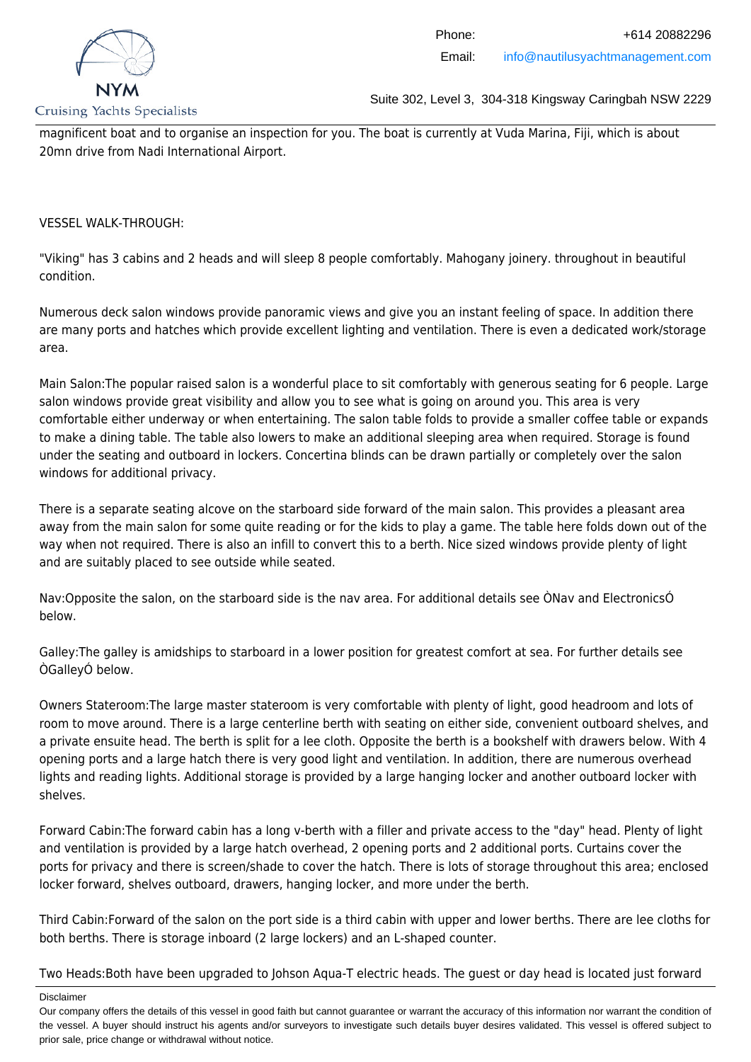magnificent boat and to organise an inspection for you. The boat is currently at Vuda Marina, Fiji, which is about 20mn drive from Nadi International Airport.

VESSEL WALK-THROUGH:

"Viking" has 3 cabins and 2 heads and will sleep 8 people comfortably. Mahogany joinery. throughout in beautiful condition.

Numerous deck salon windows provide panoramic views and give you an instant feeling of space. In addition there are many ports and hatches which provide excellent lighting and ventilation. There is even a dedicated work/storage area.

Main Salon:The popular raised salon is a wonderful place to sit comfortably with generous seating for 6 people. Large salon windows provide great visibility and allow you to see what is going on around you. This area is very comfortable either underway or when entertaining. The salon table folds to provide a smaller coffee table or expands to make a dining table. The table also lowers to make an additional sleeping area when required. Storage is found under the seating and outboard in lockers. Concertina blinds can be drawn partially or completely over the salon windows for additional privacy.

There is a separate seating alcove on the starboard side forward of the main salon. This provides a pleasant area away from the main salon for some quite reading or for the kids to play a game. The table here folds down out of the way when not required. There is also an infill to convert this to a berth. Nice sized windows provide plenty of light and are suitably placed to see outside while seated.

Nav:Opposite the salon, on the starboard side is the nav area. For additional details see ÒNav and ElectronicsÓ below.

Galley:The galley is amidships to starboard in a lower position for greatest comfort at sea. For further details see ÒGalleyÓ below.

Owners Stateroom:The large master stateroom is very comfortable with plenty of light, good headroom and lots of room to move around. There is a large centerline berth with seating on either side, convenient outboard shelves, and a private ensuite head. The berth is split for a lee cloth. Opposite the berth is a bookshelf with drawers below. With 4 opening ports and a large hatch there is very good light and ventilation. In addition, there are numerous overhead lights and reading lights. Additional storage is provided by a large hanging locker and another outboard locker with shelves.

Forward Cabin:The forward cabin has a long v-berth with a filler and private access to the "day" head. Plenty of light and ventilation is provided by a large hatch overhead, 2 opening ports and 2 additional ports. Curtains cover the ports for privacy and there is screen/shade to cover the hatch. There is lots of storage throughout this area; enclosed locker forward, shelves outboard, drawers, hanging locker, and more under the berth.

Third Cabin:Forward of the salon on the port side is a third cabin with upper and lower berths. There are lee cloths for both berths. There is storage inboard (2 large lockers) and an L-shaped counter.

Two Heads:Both have been upgraded to Johson Aqua-T electric heads. The guest or day head is located just forward

Disclaimer

Our company offers the details of this vessel in good faith but cannot guarantee or warrant the accuracy of this information nor warrant the condition of the vessel. A buyer should instruct his agents and/or surveyors to investigate such details buyer desires validated. This vessel is offered subject to prior sale, price change or withdrawal without notice.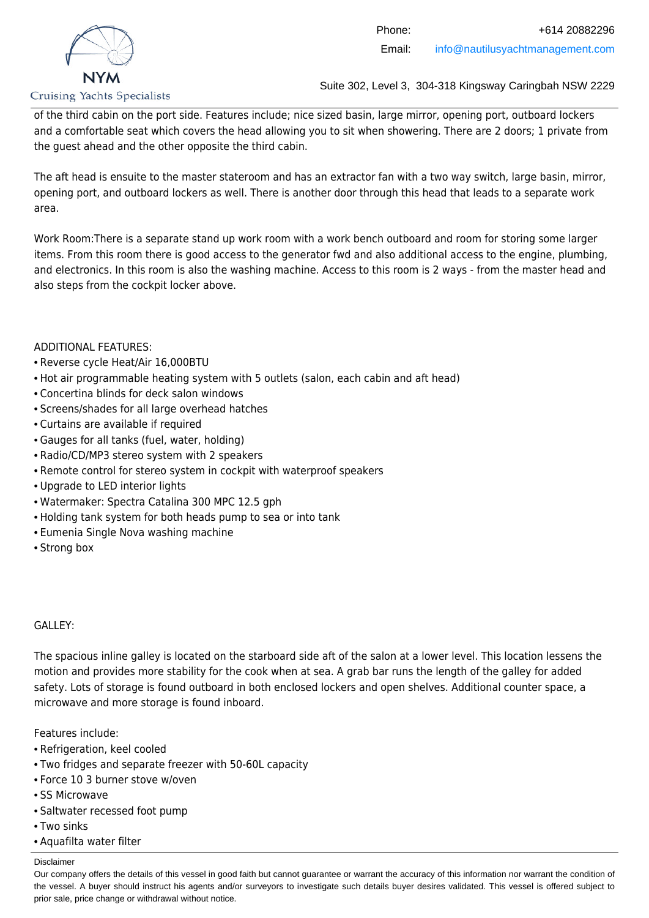of the third cabin on the port side. Features include; nice sized basin, large mirror, opening port, outboard lockers and a comfortable seat which covers the head allowing you to sit when showering. There are 2 doors; 1 private from the guest ahead and the other opposite the third cabin.

The aft head is ensuite to the master stateroom and has an extractor fan with a two way switch, large basin, mirror, opening port, and outboard lockers as well. There is another door through this head that leads to a separate work area.

Work Room:There is a separate stand up work room with a work bench outboard and room for storing some larger items. From this room there is good access to the generator fwd and also additional access to the engine, plumbing, and electronics. In this room is also the washing machine. Access to this room is 2 ways - from the master head and also steps from the cockpit locker above.

ADDITIONAL FEATURES:

- Reverse cycle Heat/Air 16,000BTU
- Hot air programmable heating system with 5 outlets (salon, each cabin and aft head)
- Concertina blinds for deck salon windows
- Screens/shades for all large overhead hatches
- Curtains are available if required
- Gauges for all tanks (fuel, water, holding)
- Radio/CD/MP3 stereo system with 2 speakers
- Remote control for stereo system in cockpit with waterproof speakers
- Upgrade to LED interior lights
- Watermaker: Spectra Catalina 300 MPC 12.5 gph
- Holding tank system for both heads pump to sea or into tank
- Eumenia Single Nova washing machine
- Strong box

GALLEY:

The spacious inline galley is located on the starboard side aft of the salon at a lower level. This location lessens the motion and provides more stability for the cook when at sea. A grab bar runs the length of the galley for added safety. Lots of storage is found outboard in both enclosed lockers and open shelves. Additional counter space, a microwave and more storage is found inboard.

Features include:

- Refrigeration, keel cooled
- Two fridges and separate freezer with 50-60L capacity
- Force 10 3 burner stove w/oven
- SS Microwave
- Saltwater recessed foot pump
- Two sinks
- Aquafilta water filter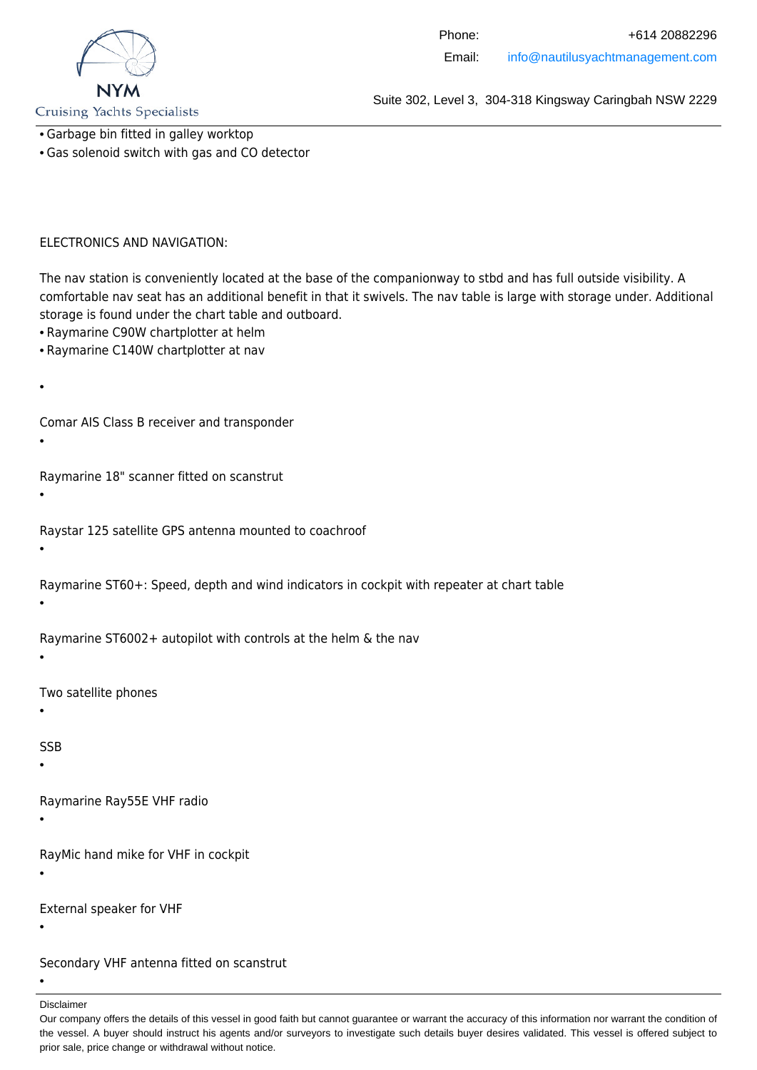- Garbage bin fitted in galley worktop
- Gas solenoid switch with gas and CO detector

ELECTRONICS AND NAVIGATION:

The nav station is conveniently located at the base of the companionway to stbd and has full outside visibility. A comfortable nav seat has an additional benefit in that it swivels. The nav table is large with storage under. Additional storage is found under the chart table and outboard.

- Raymarine C90W chartplotter at helm
- Raymarine C140W chartplotter at nav
- Comar AIS Class B receiver and transponder
- Raymarine 18" scanner fitted on scanstrut
- Raystar 125 satellite GPS antenna mounted to coachroof
- Raymarine ST60+: Speed, depth and wind indicators in cockpit with repeater at chart table
- Raymarine ST6002+ autopilot with controls at the helm & the nav
- Two satellite phones
- SSB
- Raymarine Ray55E VHF radio
- RayMic hand mike for VHF in cockpit
- External speaker for VHF
- Secondary VHF antenna fitted on scanstrut
-

Disclaimer

Our company offers the details of this vessel in good faith but cannot guarantee or warrant the accuracy of this information nor warrant the condition of the vessel. A buyer should instruct his agents and/or surveyors to investigate such details buyer desires validated. This vessel is offered subject to prior sale, price change or withdrawal without notice.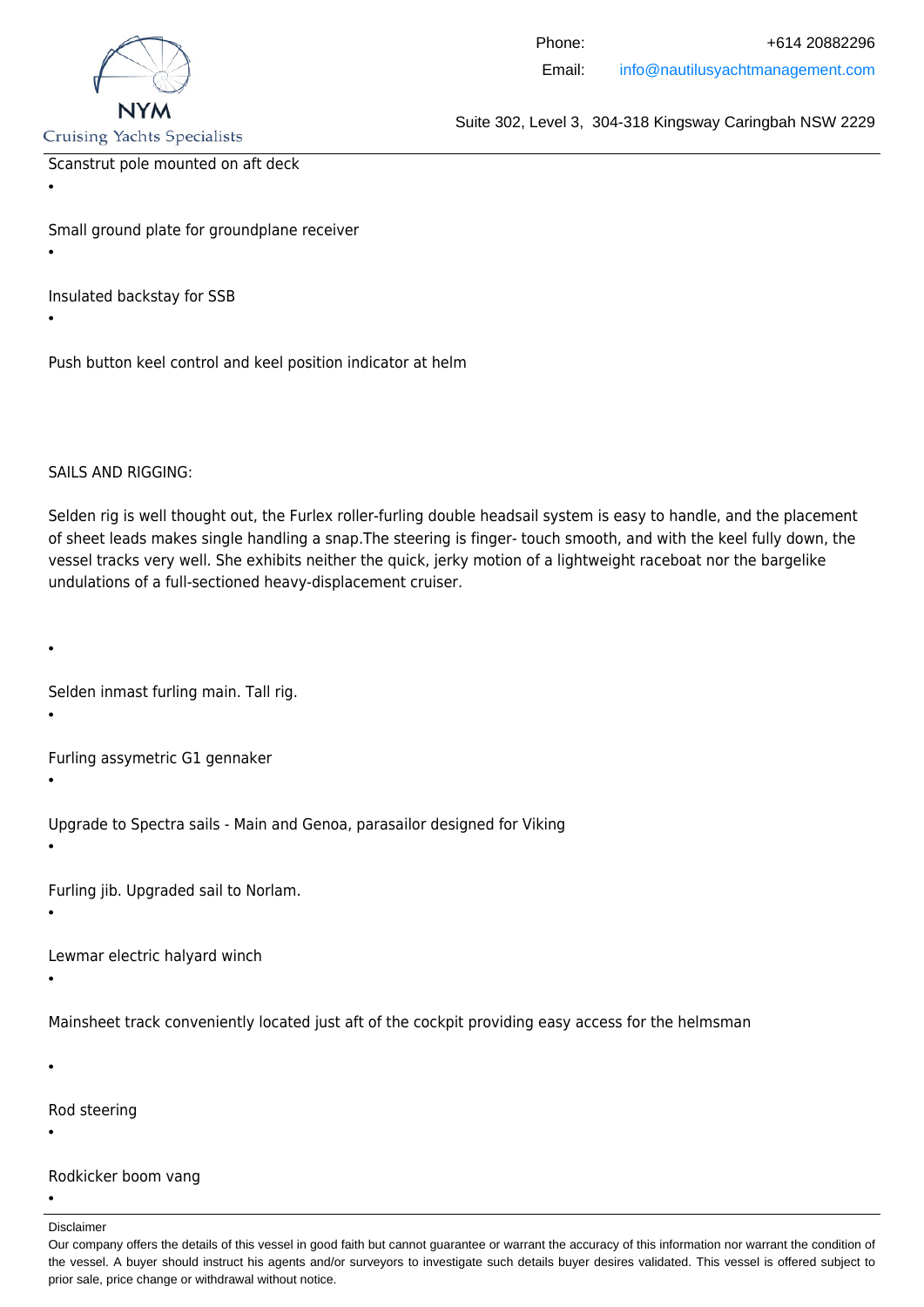Scanstrut pole mounted on aft deck

- Small ground plate for groundplane receiver

- Insulated backstay for SSB

- Push button keel control and keel position indicator at helm

SAILS AND RIGGING:

Selden rig is well thought out, the Furlex roller-furling double headsail system is easy to handle, and the placement of sheet leads makes single handling a snap.The steering is finger- touch smooth, and with the keel fully down, the vessel tracks very well. She exhibits neither the quick, jerky motion of a lightweight raceboat nor the bargelike undulations of a full-sectioned heavy-displacement cruiser.

- Selden inmast furling main. Tall rig.
- Furling assymetric G1 gennaker
- Upgrade to Spectra sails - Main and Genoa, parasailor designed for Viking
- Furling jib. Upgraded sail to Norlam.
- Lewmar electric halyard winch
- Mainsheet track conveniently located just aft of the cockpit providing easy access for the helmsman
- Rod steering
- Rodkicker boom vang
-

Disclaimer

Our company offers the details of this vessel in good faith but cannot guarantee or warrant the accuracy of this information nor warrant the condition of the vessel. A buyer should instruct his agents and/or surveyors to investigate such details buyer desires validated. This vessel is offered subject to prior sale, price change or withdrawal without notice.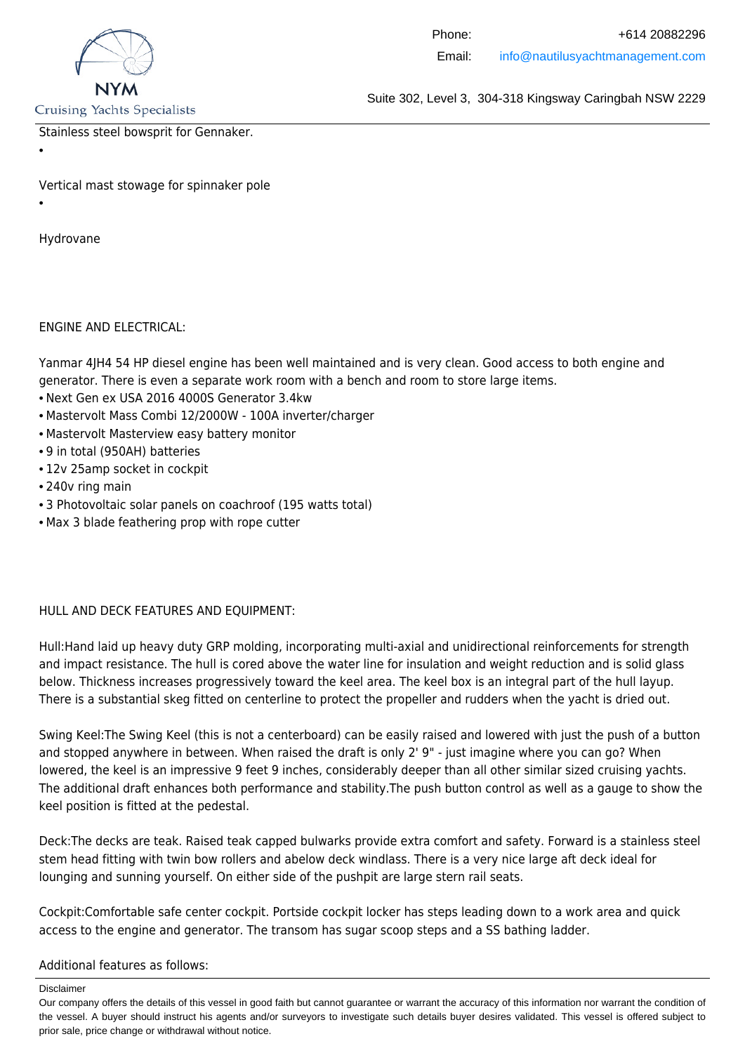Stainless steel bowsprit for Gennaker.

- Vertical mast stowage for spinnaker pole

- Hydrovane

ENGINE AND ELECTRICAL:

Yanmar 4JH4 54 HP diesel engine has been well maintained and is very clean. Good access to both engine and generator. There is even a separate work room with a bench and room to store large items.

- Next Gen ex USA 2016 4000S Generator 3.4kw
- Mastervolt Mass Combi 12/2000W - 100A inverter/charger
- Mastervolt Masterview easy battery monitor
- 9 in total (950AH) batteries
- 12v 25amp socket in cockpit
- 240v ring main
- 3 Photovoltaic solar panels on coachroof (195 watts total)
- Max 3 blade feathering prop with rope cutter

HULL AND DECK FEATURES AND EQUIPMENT:

Hull:Hand laid up heavy duty GRP molding, incorporating multi-axial and unidirectional reinforcements for strength and impact resistance. The hull is cored above the water line for insulation and weight reduction and is solid glass below. Thickness increases progressively toward the keel area. The keel box is an integral part of the hull layup. There is a substantial skeg fitted on centerline to protect the propeller and rudders when the yacht is dried out.

Swing Keel:The Swing Keel (this is not a centerboard) can be easily raised and lowered with just the push of a button and stopped anywhere in between. When raised the draft is only 2' 9" - just imagine where you can go? When lowered, the keel is an impressive 9 feet 9 inches, considerably deeper than all other similar sized cruising yachts. The additional draft enhances both performance and stability.The push button control as well as a gauge to show the keel position is fitted at the pedestal.

Deck:The decks are teak. Raised teak capped bulwarks provide extra comfort and safety. Forward is a stainless steel stem head fitting with twin bow rollers and abelow deck windlass. There is a very nice large aft deck ideal for lounging and sunning yourself. On either side of the pushpit are large stern rail seats.

Cockpit:Comfortable safe center cockpit. Portside cockpit locker has steps leading down to a work area and quick access to the engine and generator. The transom has sugar scoop steps and a SS bathing ladder.

Additional features as follows: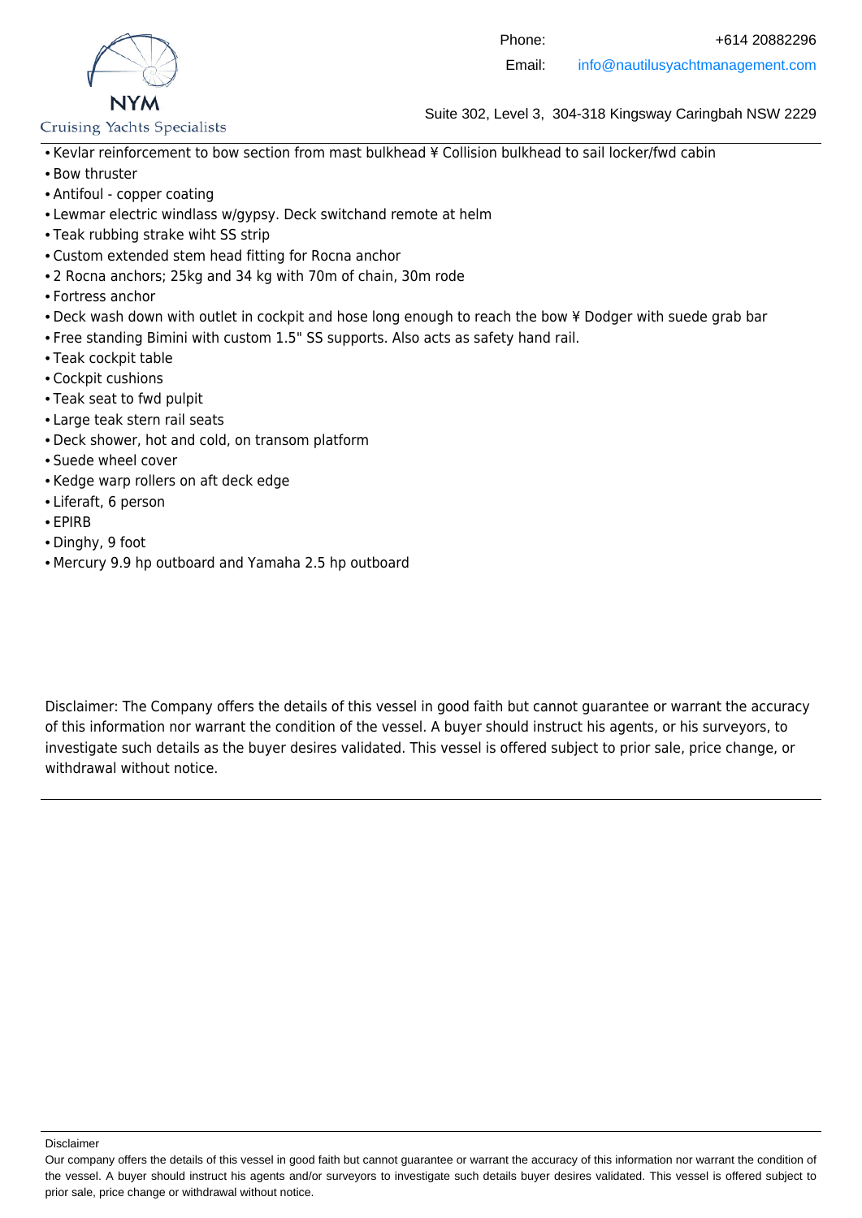- Kevlar reinforcement to bow section from mast bulkhead ¥ Collision bulkhead to sail locker/fwd cabin
- Bow thruster
- Antifoul - copper coating
- Lewmar electric windlass w/gypsy. Deck switchand remote at helm
- Teak rubbing strake wiht SS strip
- Custom extended stem head fitting for Rocna anchor
- 2 Rocna anchors; 25kg and 34 kg with 70m of chain, 30m rode
- Fortress anchor
- Deck wash down with outlet in cockpit and hose long enough to reach the bow ¥ Dodger with suede grab bar
- Free standing Bimini with custom 1.5" SS supports. Also acts as safety hand rail.
- Teak cockpit table
- Cockpit cushions
- Teak seat to fwd pulpit
- Large teak stern rail seats
- Deck shower, hot and cold, on transom platform
- Suede wheel cover
- Kedge warp rollers on aft deck edge
- Liferaft, 6 person
- EPIRB
- Dinghy, 9 foot
- Mercury 9.9 hp outboard and Yamaha 2.5 hp outboard

Disclaimer: The Company offers the details of this vessel in good faith but cannot guarantee or warrant the accuracy of this information nor warrant the condition of the vessel. A buyer should instruct his agents, or his surveyors, to investigate such details as the buyer desires validated. This vessel is offered subject to prior sale, price change, or withdrawal without notice.